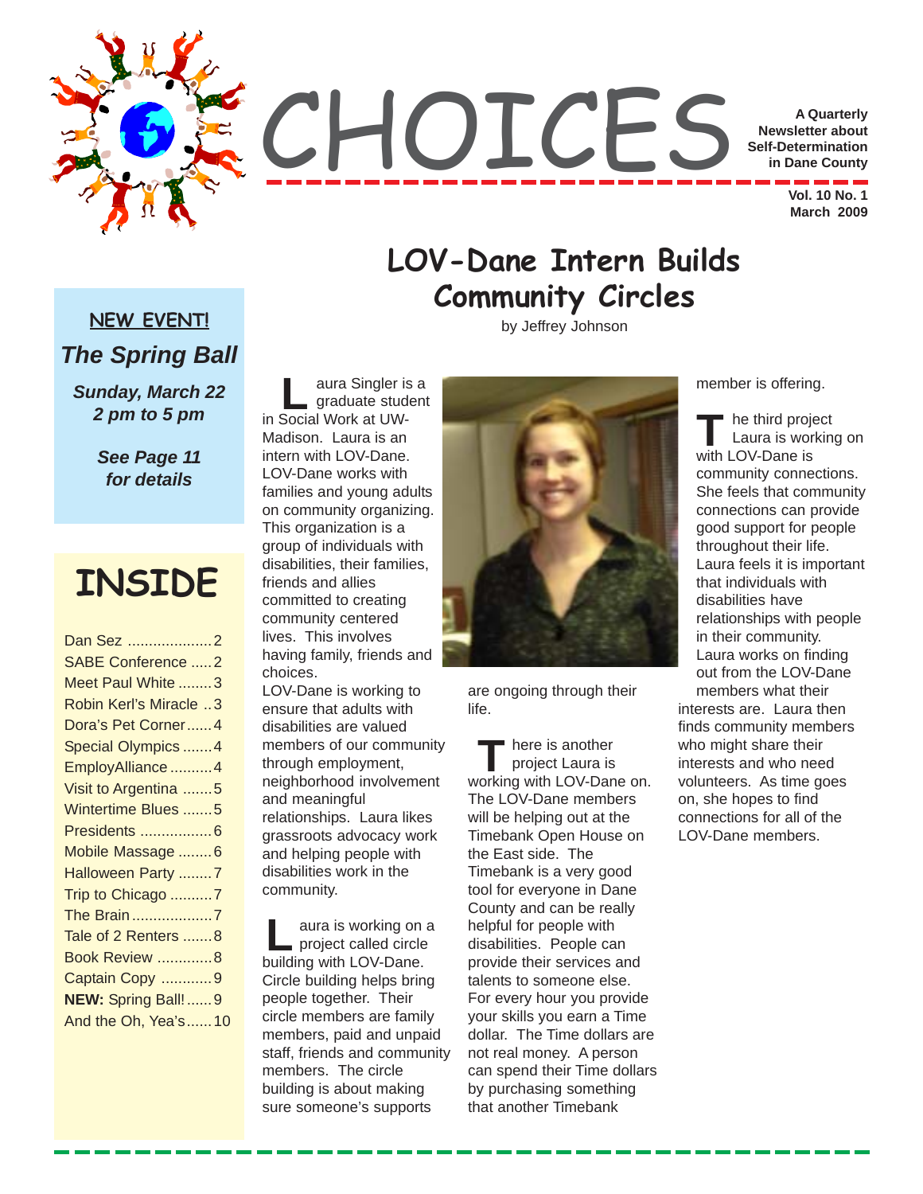# CHOICES

**A Quarterly Newsletter about Self-Determination in Dane County**

**Vol. 10 No. 1**
**March 2009**

**NEW EVENT!**

***The Spring Ball***

***Sunday, March 22***
***2 pm to 5 pm***

***See Page 11 for details***

## INSIDE

- Dan Sez .................... 2
- SABE Conference ..... 2
- Meet Paul White ........ 3
- Robin Kerl's Miracle .. 3
- Dora's Pet Corner ...... 4
- Special Olympics ....... 4
- EmployAlliance .......... 4
- Visit to Argentina ....... 5
- Wintertime Blues ....... 5
- Presidents ................. 6
- Mobile Massage ........ 6
- Halloween Party ........ 7
- Trip to Chicago .......... 7
- The Brain ................... 7
- Tale of 2 Renters ....... 8
- Book Review ............. 8
- Captain Copy ............ 9
- **NEW:** Spring Ball! ...... 9
- And the Oh, Yea's ...... 10

# LOV-Dane Intern Builds Community Circles

by Jeffrey Johnson

Laura Singler is a graduate student in Social Work at UW-Madison. Laura is an intern with LOV-Dane. LOV-Dane works with families and young adults on community organizing. This organization is a group of individuals with disabilities, their families, friends and allies committed to creating community centered lives. This involves having family, friends and choices. LOV-Dane is working to ensure that adults with disabilities are valued members of our community through employment, neighborhood involvement and meaningful relationships. Laura likes grassroots advocacy work and helping people with disabilities work in the community.

Laura is working on a project called circle building with LOV-Dane. Circle building helps bring people together. Their circle members are family members, paid and unpaid staff, friends and community members. The circle building is about making sure someone's supports are ongoing through their life.

There is another project Laura is working with LOV-Dane on. The LOV-Dane members will be helping out at the Timebank Open House on the East side. The Timebank is a very good tool for everyone in Dane County and can be really helpful for people with disabilities. People can provide their services and talents to someone else. For every hour you provide your skills you earn a Time dollar. The Time dollars are not real money. A person can spend their Time dollars by purchasing something that another Timebank member is offering.

The third project Laura is working on with LOV-Dane is community connections. She feels that community connections can provide good support for people throughout their life. Laura feels it is important that individuals with disabilities have relationships with people in their community. Laura works on finding out from the LOV-Dane members what their interests are. Laura then finds community members who might share their interests and who need volunteers. As time goes on, she hopes to find connections for all of the LOV-Dane members.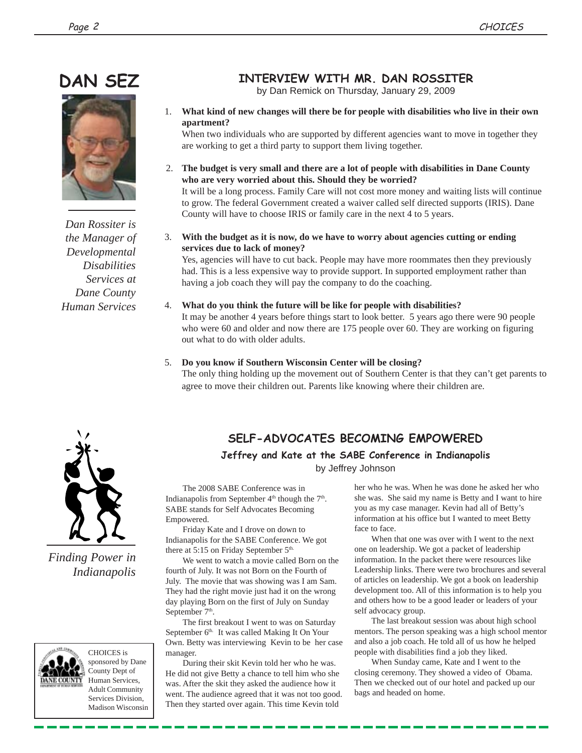# DAN SEZ

*Dan Rossiter is the Manager of Developmental Disabilities Services at Dane County Human Services*

## INTERVIEW WITH MR. DAN ROSSITER

by Dan Remick on Thursday, January 29, 2009

1. **What kind of new changes will there be for people with disabilities who live in their own apartment?**
   When two individuals who are supported by different agencies want to move in together they are working to get a third party to support them living together.

2. **The budget is very small and there are a lot of people with disabilities in Dane County who are very worried about this. Should they be worried?**
   It will be a long process. Family Care will not cost more money and waiting lists will continue to grow. The federal Government created a waiver called self directed supports (IRIS). Dane County will have to choose IRIS or family care in the next 4 to 5 years.

3. **With the budget as it is now, do we have to worry about agencies cutting or ending services due to lack of money?**
   Yes, agencies will have to cut back. People may have more roommates then they previously had. This is a less expensive way to provide support. In supported employment rather than having a job coach they will pay the company to do the coaching.

4. **What do you think the future will be like for people with disabilities?**
   It may be another 4 years before things start to look better. 5 years ago there were 90 people who were 60 and older and now there are 175 people over 60. They are working on figuring out what to do with older adults.

5. **Do you know if Southern Wisconsin Center will be closing?**
   The only thing holding up the movement out of Southern Center is that they can't get parents to agree to move their children out. Parents like knowing where their children are.

*Finding Power in Indianapolis*

## SELF-ADVOCATES BECOMING EMPOWERED

### Jeffrey and Kate at the SABE Conference in Indianapolis

by Jeffrey Johnson

The 2008 SABE Conference was in Indianapolis from September 4th though the 7th. SABE stands for Self Advocates Becoming Empowered.

Friday Kate and I drove on down to Indianapolis for the SABE Conference. We got there at 5:15 on Friday September 5th.

We went to watch a movie called Born on the fourth of July. It was not Born on the Fourth of July. The movie that was showing was I am Sam. They had the right movie just had it on the wrong day playing Born on the first of July on Sunday September 7th.

The first breakout I went to was on Saturday September 6th. It was called Making It On Your Own. Betty was interviewing Kevin to be her case manager.

During their skit Kevin told her who he was. He did not give Betty a chance to tell him who she was. After the skit they asked the audience how it went. The audience agreed that it was not too good. Then they started over again. This time Kevin told her who he was. When he was done he asked her who she was. She said my name is Betty and I want to hire you as my case manager. Kevin had all of Betty's information at his office but I wanted to meet Betty face to face.

When that one was over with I went to the next one on leadership. We got a packet of leadership information. In the packet there were resources like Leadership links. There were two brochures and several of articles on leadership. We got a book on leadership development too. All of this information is to help you and others how to be a good leader or leaders of your self advocacy group.

The last breakout session was about high school mentors. The person speaking was a high school mentor and also a job coach. He told all of us how he helped people with disabilities find a job they liked.

When Sunday came, Kate and I went to the closing ceremony. They showed a video of Obama. Then we checked out of our hotel and packed up our bags and headed on home.

CHOICES is sponsored by Dane County Dept of Human Services, Adult Community Services Division, Madison Wisconsin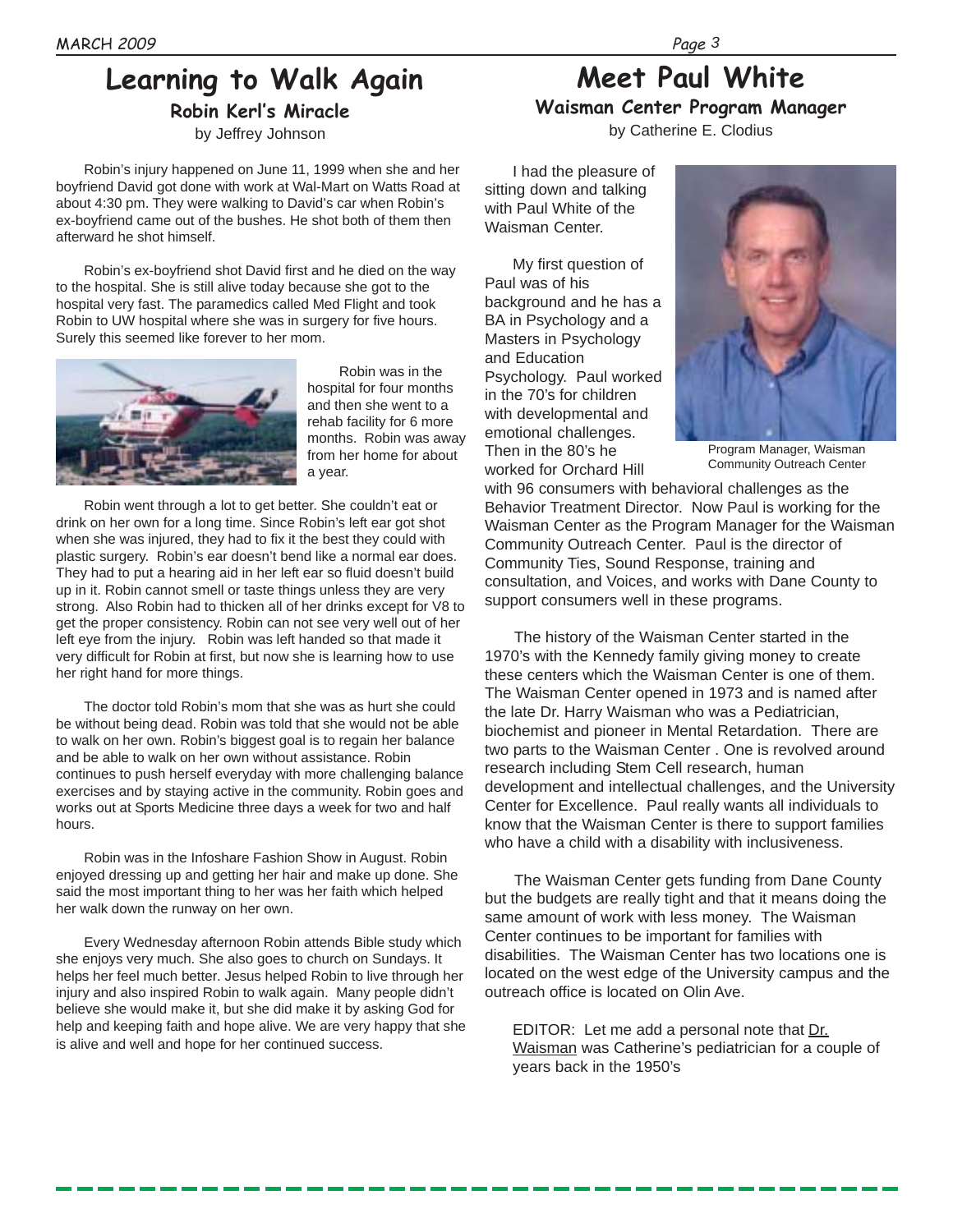# Learning to Walk Again

## Robin Kerl's Miracle

by Jeffrey Johnson

Robin's injury happened on June 11, 1999 when she and her boyfriend David got done with work at Wal-Mart on Watts Road at about 4:30 pm. They were walking to David's car when Robin's ex-boyfriend came out of the bushes. He shot both of them then afterward he shot himself.

Robin's ex-boyfriend shot David first and he died on the way to the hospital. She is still alive today because she got to the hospital very fast. The paramedics called Med Flight and took Robin to UW hospital where she was in surgery for five hours. Surely this seemed like forever to her mom.

Robin was in the hospital for four months and then she went to a rehab facility for 6 more months. Robin was away from her home for about a year.

Robin went through a lot to get better. She couldn't eat or drink on her own for a long time. Since Robin's left ear got shot when she was injured, they had to fix it the best they could with plastic surgery. Robin's ear doesn't bend like a normal ear does. They had to put a hearing aid in her left ear so fluid doesn't build up in it. Robin cannot smell or taste things unless they are very strong. Also Robin had to thicken all of her drinks except for V8 to get the proper consistency. Robin can not see very well out of her left eye from the injury. Robin was left handed so that made it very difficult for Robin at first, but now she is learning how to use her right hand for more things.

The doctor told Robin's mom that she was as hurt she could be without being dead. Robin was told that she would not be able to walk on her own. Robin's biggest goal is to regain her balance and be able to walk on her own without assistance. Robin continues to push herself everyday with more challenging balance exercises and by staying active in the community. Robin goes and works out at Sports Medicine three days a week for two and half hours.

Robin was in the Infoshare Fashion Show in August. Robin enjoyed dressing up and getting her hair and make up done. She said the most important thing to her was her faith which helped her walk down the runway on her own.

Every Wednesday afternoon Robin attends Bible study which she enjoys very much. She also goes to church on Sundays. It helps her feel much better. Jesus helped Robin to live through her injury and also inspired Robin to walk again. Many people didn't believe she would make it, but she did make it by asking God for help and keeping faith and hope alive. We are very happy that she is alive and well and hope for her continued success.

# Meet Paul White

## Waisman Center Program Manager

by Catherine E. Clodius

I had the pleasure of sitting down and talking with Paul White of the Waisman Center.

My first question of Paul was of his background and he has a BA in Psychology and a Masters in Psychology and Education Psychology. Paul worked in the 70's for children with developmental and emotional challenges. Then in the 80's he worked for Orchard Hill with 96 consumers with behavioral challenges as the Behavior Treatment Director. Now Paul is working for the Waisman Center as the Program Manager for the Waisman Community Outreach Center. Paul is the director of Community Ties, Sound Response, training and consultation, and Voices, and works with Dane County to support consumers well in these programs.

Program Manager, Waisman Community Outreach Center

The history of the Waisman Center started in the 1970's with the Kennedy family giving money to create these centers which the Waisman Center is one of them. The Waisman Center opened in 1973 and is named after the late Dr. Harry Waisman who was a Pediatrician, biochemist and pioneer in Mental Retardation. There are two parts to the Waisman Center . One is revolved around research including Stem Cell research, human development and intellectual challenges, and the University Center for Excellence. Paul really wants all individuals to know that the Waisman Center is there to support families who have a child with a disability with inclusiveness.

The Waisman Center gets funding from Dane County but the budgets are really tight and that it means doing the same amount of work with less money. The Waisman Center continues to be important for families with disabilities. The Waisman Center has two locations one is located on the west edge of the University campus and the outreach office is located on Olin Ave.

EDITOR: Let me add a personal note that Dr. Waisman was Catherine's pediatrician for a couple of years back in the 1950's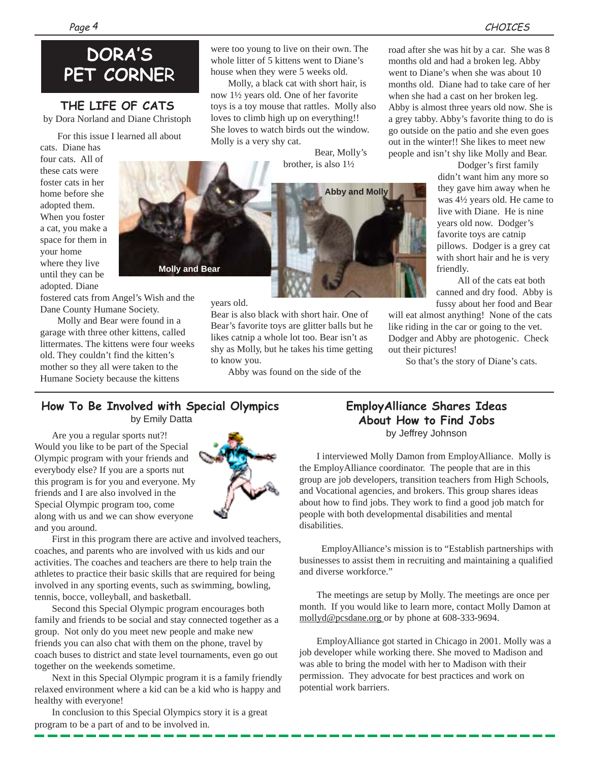# DORA'S PET CORNER

## THE LIFE OF CATS

by Dora Norland and Diane Christoph

For this issue I learned all about cats. Diane has four cats. All of these cats were foster cats in her home before she adopted them. When you foster a cat, you make a space for them in your home where they live until they can be adopted. Diane fostered cats from Angel's Wish and the Dane County Humane Society.

Molly and Bear were found in a garage with three other kittens, called littermates. The kittens were four weeks old. They couldn't find the kitten's mother so they all were taken to the Humane Society because the kittens were too young to live on their own. The whole litter of 5 kittens went to Diane's house when they were 5 weeks old.

Molly, a black cat with short hair, is now 1½ years old. One of her favorite toys is a toy mouse that rattles. Molly also loves to climb high up on everything!! She loves to watch birds out the window. Molly is a very shy cat.

Molly and Bear

Bear, Molly's brother, is also 1½ years old.

Abby and Molly

Bear is also black with short hair. One of Bear's favorite toys are glitter balls but he likes catnip a whole lot too. Bear isn't as shy as Molly, but he takes his time getting to know you.

Abby was found on the side of the road after she was hit by a car. She was 8 months old and had a broken leg. Abby went to Diane's when she was about 10 months old. Diane had to take care of her when she had a cast on her broken leg. Abby is almost three years old now. She is a grey tabby. Abby's favorite thing to do is go outside on the patio and she even goes out in the winter!! She likes to meet new people and isn't shy like Molly and Bear.

Dodger's first family didn't want him any more so they gave him away when he was 4½ years old. He came to live with Diane. He is nine years old now. Dodger's favorite toys are catnip pillows. Dodger is a grey cat with short hair and he is very friendly.

All of the cats eat both canned and dry food. Abby is fussy about her food and Bear will eat almost anything! None of the cats like riding in the car or going to the vet. Dodger and Abby are photogenic. Check out their pictures!

So that's the story of Diane's cats.

## How To Be Involved with Special Olympics

by Emily Datta

Are you a regular sports nut?! Would you like to be part of the Special Olympic program with your friends and everybody else? If you are a sports nut this program is for you and everyone. My friends and I are also involved in the Special Olympic program too, come along with us and we can show everyone and you around.

First in this program there are active and involved teachers, coaches, and parents who are involved with us kids and our activities. The coaches and teachers are there to help train the athletes to practice their basic skills that are required for being involved in any sporting events, such as swimming, bowling, tennis, bocce, volleyball, and basketball.

Second this Special Olympic program encourages both family and friends to be social and stay connected together as a group. Not only do you meet new people and make new friends you can also chat with them on the phone, travel by coach buses to district and state level tournaments, even go out together on the weekends sometime.

Next in this Special Olympic program it is a family friendly relaxed environment where a kid can be a kid who is happy and healthy with everyone!

In conclusion to this Special Olympics story it is a great program to be a part of and to be involved in.

## EmployAlliance Shares Ideas About How to Find Jobs

by Jeffrey Johnson

I interviewed Molly Damon from EmployAlliance. Molly is the EmployAlliance coordinator. The people that are in this group are job developers, transition teachers from High Schools, and Vocational agencies, and brokers. This group shares ideas about how to find jobs. They work to find a good job match for people with both developmental disabilities and mental disabilities.

EmployAlliance's mission is to "Establish partnerships with businesses to assist them in recruiting and maintaining a qualified and diverse workforce."

The meetings are setup by Molly. The meetings are once per month. If you would like to learn more, contact Molly Damon at mollyd@pcsdane.org or by phone at 608-333-9694.

EmployAlliance got started in Chicago in 2001. Molly was a job developer while working there. She moved to Madison and was able to bring the model with her to Madison with their permission. They advocate for best practices and work on potential work barriers.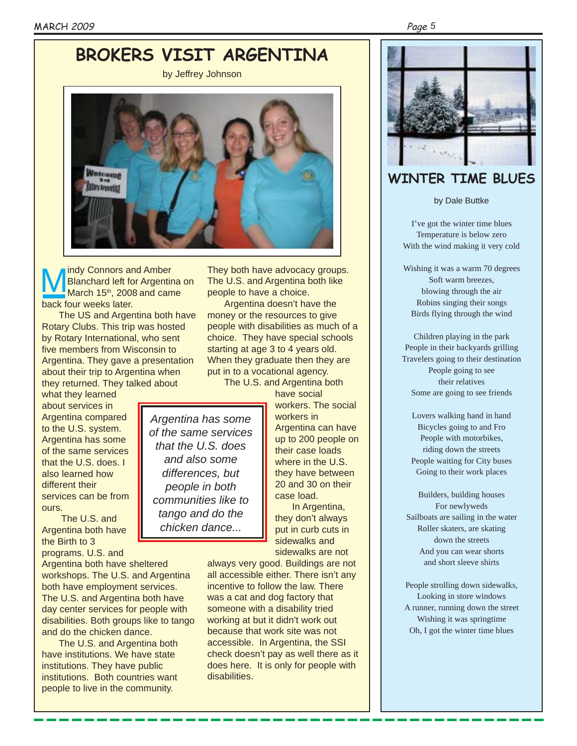## BROKERS VISIT ARGENTINA

by Jeffrey Johnson

Mindy Connors and Amber Blanchard left for Argentina on March 15th, 2008 and came back four weeks later.

The US and Argentina both have Rotary Clubs. This trip was hosted by Rotary International, who sent five members from Wisconsin to Argentina. They gave a presentation about their trip to Argentina when they returned. They talked about what they learned about services in Argentina compared to the U.S. system. Argentina has some of the same services that the U.S. does. I also learned how different their services can be from ours.

The U.S. and Argentina both have the Birth to 3 programs. U.S. and Argentina both have sheltered workshops. The U.S. and Argentina both have employment services. The U.S. and Argentina both have day center services for people with disabilities. Both groups like to tango and do the chicken dance.

The U.S. and Argentina both have institutions. We have state institutions. They have public institutions. Both countries want people to live in the community. They both have advocacy groups. The U.S. and Argentina both like people to have a choice.

Argentina doesn't have the money or the resources to give people with disabilities as much of a choice. They have special schools starting at age 3 to 4 years old. When they graduate then they are put in to a vocational agency.

The U.S. and Argentina both have social workers. The social workers in Argentina can have up to 200 people on their case loads where in the U.S. they have between 20 and 30 on their case load.

> *Argentina has some of the same services that the U.S. does and also some differences, but people in both communities like to tango and do the chicken dance...*

In Argentina, they don't always put in curb cuts in sidewalks and sidewalks are not always very good. Buildings are not all accessible either. There isn't any incentive to follow the law. There was a cat and dog factory that someone with a disability tried working at but it didn't work out because that work site was not accessible. In Argentina, the SSI check doesn't pay as well there as it does here. It is only for people with disabilities.

## WINTER TIME BLUES

by Dale Buttke

I've got the winter time blues  
Temperature is below zero  
With the wind making it very cold

Wishing it was a warm 70 degrees  
Soft warm breezes,  
blowing through the air  
Robins singing their songs  
Birds flying through the wind

Children playing in the park  
People in their backyards grilling  
Travelers going to their destination  
People going to see  
their relatives  
Some are going to see friends

Lovers walking hand in hand  
Bicycles going to and Fro  
People with motorbikes,  
riding down the streets  
People waiting for City buses  
Going to their work places

Builders, building houses  
For newlyweds  
Sailboats are sailing in the water  
Roller skaters, are skating  
down the streets  
And you can wear shorts  
and short sleeve shirts

People strolling down sidewalks,  
Looking in store windows  
A runner, running down the street  
Wishing it was springtime  
Oh, I got the winter time blues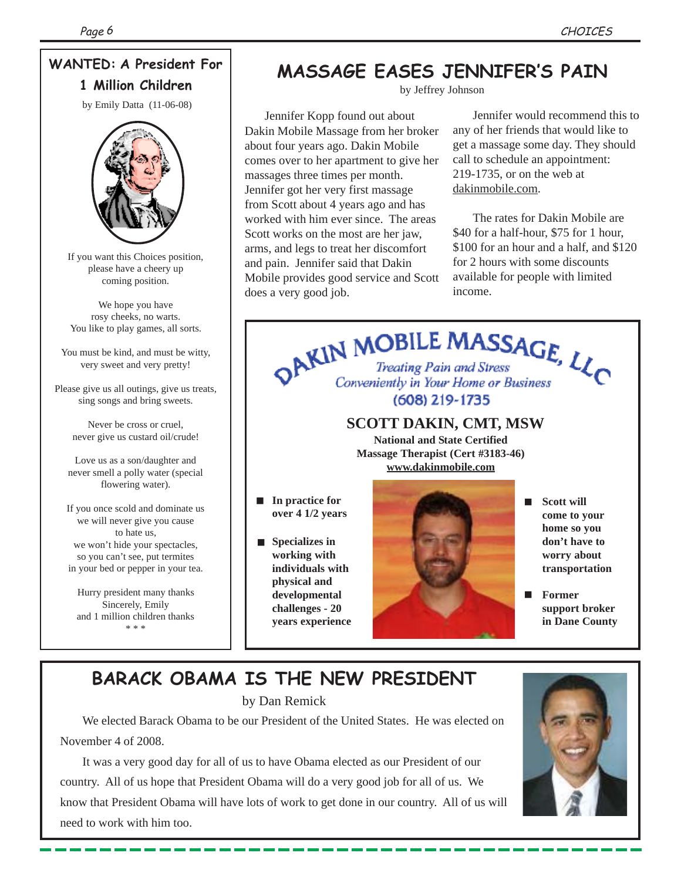## WANTED: A President For 1 Million Children

by Emily Datta (11-06-08)

If you want this Choices position,
please have a cheery up
coming position.

We hope you have
rosy cheeks, no warts.
You like to play games, all sorts.

You must be kind, and must be witty,
very sweet and very pretty!

Please give us all outings, give us treats,
sing songs and bring sweets.

Never be cross or cruel,
never give us custard oil/crude!

Love us as a son/daughter and
never smell a polly water (special
flowering water).

If you once scold and dominate us
we will never give you cause
to hate us,
we won't hide your spectacles,
so you can't see, put termites
in your bed or pepper in your tea.

Hurry president many thanks
Sincerely, Emily
and 1 million children thanks
* * *

## MASSAGE EASES JENNIFER'S PAIN

by Jeffrey Johnson

Jennifer Kopp found out about Dakin Mobile Massage from her broker about four years ago. Dakin Mobile comes over to her apartment to give her massages three times per month. Jennifer got her very first massage from Scott about 4 years ago and has worked with him ever since. The areas Scott works on the most are her jaw, arms, and legs to treat her discomfort and pain. Jennifer said that Dakin Mobile provides good service and Scott does a very good job.

Jennifer would recommend this to any of her friends that would like to get a massage some day. They should call to schedule an appointment: 219-1735, or on the web at dakinmobile.com.

The rates for Dakin Mobile are $40 for a half-hour, $75 for 1 hour, $100 for an hour and a half, and $120 for 2 hours with some discounts available for people with limited income.

**DAKIN MOBILE MASSAGE, LLC**

*Treating Pain and Stress Conveniently in Your Home or Business*

(608) 219-1735

**SCOTT DAKIN, CMT, MSW**

**National and State Certified Massage Therapist (Cert #3183-46)**

**www.dakinmobile.com**

- **In practice for over 4 1/2 years**
- **Specializes in working with individuals with physical and developmental challenges - 20 years experience**
- **Scott will come to your home so you don't have to worry about transportation**
- **Former support broker in Dane County**

## BARACK OBAMA IS THE NEW PRESIDENT

by Dan Remick

We elected Barack Obama to be our President of the United States. He was elected on November 4 of 2008.

It was a very good day for all of us to have Obama elected as our President of our country. All of us hope that President Obama will do a very good job for all of us. We know that President Obama will have lots of work to get done in our country. All of us will need to work with him too.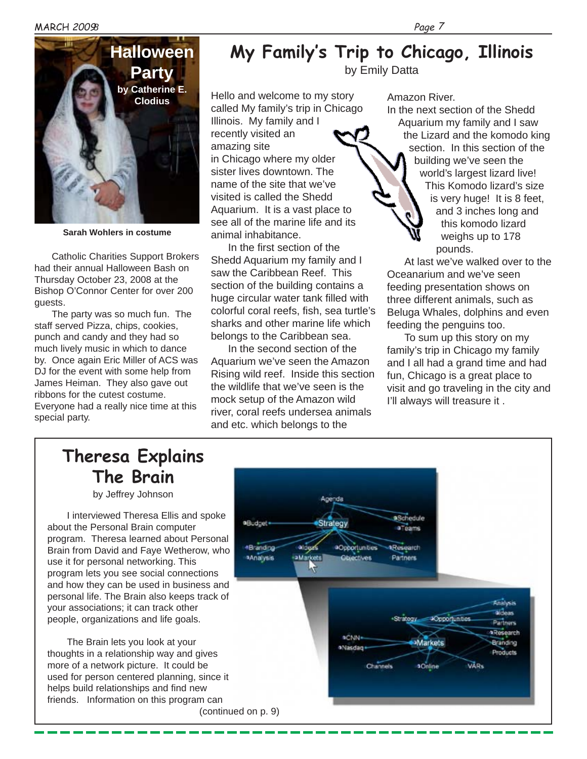## Halloween Party

by Catherine E. Clodius

Sarah Wohlers in costume

Catholic Charities Support Brokers had their annual Halloween Bash on Thursday October 23, 2008 at the Bishop O'Connor Center for over 200 guests.

The party was so much fun. The staff served Pizza, chips, cookies, punch and candy and they had so much lively music in which to dance by. Once again Eric Miller of ACS was DJ for the event with some help from James Heiman. They also gave out ribbons for the cutest costume. Everyone had a really nice time at this special party.

## My Family's Trip to Chicago, Illinois

by Emily Datta

Hello and welcome to my story called My family's trip in Chicago Illinois. My family and I recently visited an amazing site in Chicago where my older sister lives downtown. The name of the site that we've visited is called the Shedd Aquarium. It is a vast place to see all of the marine life and its animal inhabitance.

In the first section of the Shedd Aquarium my family and I saw the Caribbean Reef. This section of the building contains a huge circular water tank filled with colorful coral reefs, fish, sea turtle's sharks and other marine life which belongs to the Caribbean sea.

In the second section of the Aquarium we've seen the Amazon Rising wild reef. Inside this section the wildlife that we've seen is the mock setup of the Amazon wild river, coral reefs undersea animals and etc. which belongs to the Amazon River.

In the next section of the Shedd Aquarium my family and I saw the Lizard and the komodo king section. In this section of the building we've seen the world's largest lizard live! This Komodo lizard's size is very huge! It is 8 feet, and 3 inches long and this komodo lizard weighs up to 178 pounds.

At last we've walked over to the Oceanarium and we've seen feeding presentation shows on three different animals, such as Beluga Whales, dolphins and even feeding the penguins too.

To sum up this story on my family's trip in Chicago my family and I all had a grand time and had fun, Chicago is a great place to visit and go traveling in the city and I'll always will treasure it .

## Theresa Explains The Brain

by Jeffrey Johnson

I interviewed Theresa Ellis and spoke about the Personal Brain computer program. Theresa learned about Personal Brain from David and Faye Wetherow, who use it for personal networking. This program lets you see social connections and how they can be used in business and personal life. The Brain also keeps track of your associations; it can track other people, organizations and life goals.

The Brain lets you look at your thoughts in a relationship way and gives more of a network picture. It could be used for person centered planning, since it helps build relationships and find new friends. Information on this program can

(continued on p. 9)

Agenda
Budget
Strategy
Schedule
Teams
Branding
Ideas
Opportunities
Research
Analysis
Markets
Objectives
Partners

Analysis
Ideas
Strategy
Opportunities
Partners
Research
CNN
Markets
Branding
Nasdaq
Products
Channels
Online
VARs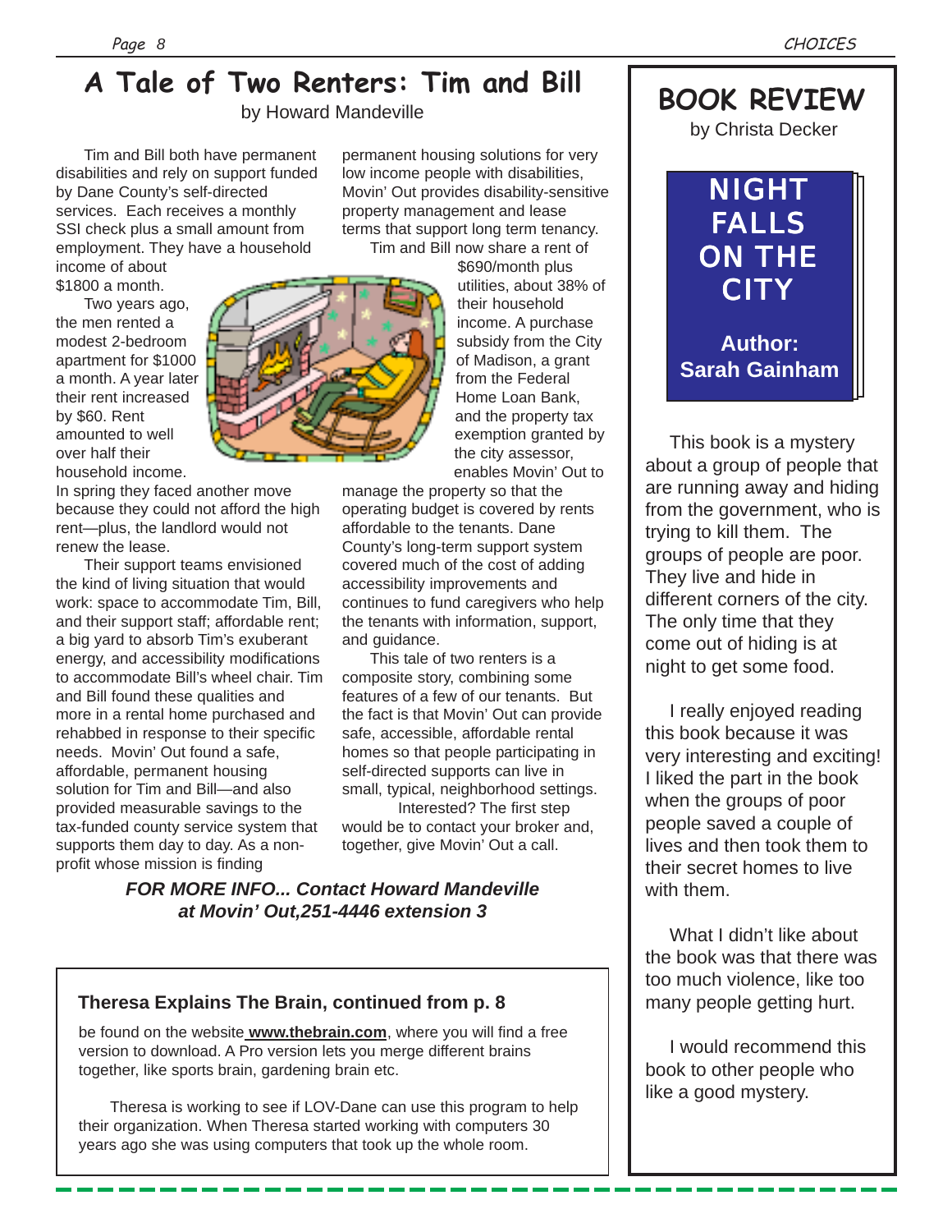# A Tale of Two Renters: Tim and Bill

by Howard Mandeville

Tim and Bill both have permanent disabilities and rely on support funded by Dane County's self-directed services. Each receives a monthly SSI check plus a small amount from employment. They have a household income of about $1800 a month.

Two years ago, the men rented a modest 2-bedroom apartment for $1000 a month. A year later their rent increased by $60. Rent amounted to well over half their household income. In spring they faced another move because they could not afford the high rent—plus, the landlord would not renew the lease.

Their support teams envisioned the kind of living situation that would work: space to accommodate Tim, Bill, and their support staff; affordable rent; a big yard to absorb Tim's exuberant energy, and accessibility modifications to accommodate Bill's wheel chair. Tim and Bill found these qualities and more in a rental home purchased and rehabbed in response to their specific needs. Movin' Out found a safe, affordable, permanent housing solution for Tim and Bill—and also provided measurable savings to the tax-funded county service system that supports them day to day. As a non-profit whose mission is finding permanent housing solutions for very low income people with disabilities, Movin' Out provides disability-sensitive property management and lease terms that support long term tenancy.

Tim and Bill now share a rent of $690/month plus utilities, about 38% of their household income. A purchase subsidy from the City of Madison, a grant from the Federal Home Loan Bank, and the property tax exemption granted by the city assessor, enables Movin' Out to manage the property so that the operating budget is covered by rents affordable to the tenants. Dane County's long-term support system covered much of the cost of adding accessibility improvements and continues to fund caregivers who help the tenants with information, support, and guidance.

This tale of two renters is a composite story, combining some features of a few of our tenants. But the fact is that Movin' Out can provide safe, accessible, affordable rental homes so that people participating in self-directed supports can live in small, typical, neighborhood settings.

Interested? The first step would be to contact your broker and, together, give Movin' Out a call.

***FOR MORE INFO... Contact Howard Mandeville at Movin' Out,251-4446 extension 3***

### Theresa Explains The Brain, continued from p. 8

be found on the website **www.thebrain.com**, where you will find a free version to download. A Pro version lets you merge different brains together, like sports brain, gardening brain etc.

Theresa is working to see if LOV-Dane can use this program to help their organization. When Theresa started working with computers 30 years ago she was using computers that took up the whole room.

# BOOK REVIEW

by Christa Decker

**NIGHT FALLS ON THE CITY**

**Author: Sarah Gainham**

This book is a mystery about a group of people that are running away and hiding from the government, who is trying to kill them. The groups of people are poor. They live and hide in different corners of the city. The only time that they come out of hiding is at night to get some food.

I really enjoyed reading this book because it was very interesting and exciting! I liked the part in the book when the groups of poor people saved a couple of lives and then took them to their secret homes to live with them.

What I didn't like about the book was that there was too much violence, like too many people getting hurt.

I would recommend this book to other people who like a good mystery.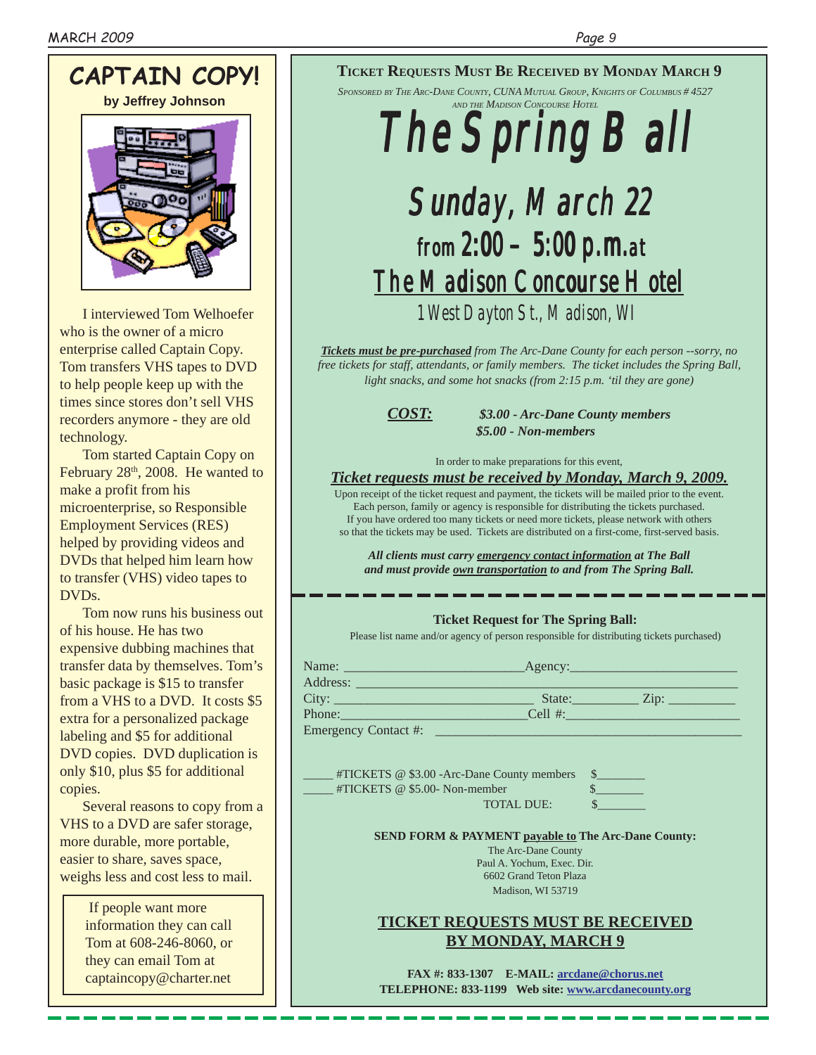# CAPTAIN COPY!

**by Jeffrey Johnson**

I interviewed Tom Welhoefer who is the owner of a micro enterprise called Captain Copy. Tom transfers VHS tapes to DVD to help people keep up with the times since stores don't sell VHS recorders anymore - they are old technology.

Tom started Captain Copy on February 28th, 2008. He wanted to make a profit from his microenterprise, so Responsible Employment Services (RES) helped by providing videos and DVDs that helped him learn how to transfer (VHS) video tapes to DVDs.

Tom now runs his business out of his house. He has two expensive dubbing machines that transfer data by themselves. Tom's basic package is $15 to transfer from a VHS to a DVD. It costs $5 extra for a personalized package labeling and $5 for additional DVD copies. DVD duplication is only $10, plus $5 for additional copies.

Several reasons to copy from a VHS to a DVD are safer storage, more durable, more portable, easier to share, saves space, weighs less and cost less to mail.

If people want more information they can call Tom at 608-246-8060, or they can email Tom at captaincopy@charter.net

---

**TICKET REQUESTS MUST BE RECEIVED BY MONDAY MARCH 9**

*SPONSORED BY THE ARC-DANE COUNTY, CUNA MUTUAL GROUP, KNIGHTS OF COLUMBUS # 4527 AND THE MADISON CONCOURSE HOTEL*

# The Spring Ball

## Sunday, March 22

## from 2:00 – 5:00 p.m. at

## The Madison Concourse Hotel

1 West Dayton St., Madison, WI

***Tickets must be pre-purchased*** *from The Arc-Dane County for each person --sorry, no free tickets for staff, attendants, or family members. The ticket includes the Spring Ball, light snacks, and some hot snacks (from 2:15 p.m. 'til they are gone)*

***COST:*** ***$3.00 - Arc-Dane County members***
***$5.00 - Non-members***

In order to make preparations for this event,

***Ticket requests must be received by Monday, March 9, 2009.***

Upon receipt of the ticket request and payment, the tickets will be mailed prior to the event. Each person, family or agency is responsible for distributing the tickets purchased. If you have ordered too many tickets or need more tickets, please network with others so that the tickets may be used. Tickets are distributed on a first-come, first-served basis.

***All clients must carry emergency contact information at The Ball and must provide own transportation to and from The Spring Ball.***

---

**Ticket Request for The Spring Ball:**

Please list name and/or agency of person responsible for distributing tickets purchased)

Name: __________________________ Agency: ________________________
Address: ________________________________________________________
City: _____________________________ State: _________ Zip: __________
Phone: ___________________________ Cell #: _________________________
Emergency Contact #: ____________________________________________

_____ #TICKETS @ $3.00 -Arc-Dane County members $________
_____ #TICKETS @ $5.00- Non-member $________
TOTAL DUE: $________

**SEND FORM & PAYMENT payable to The Arc-Dane County:**

The Arc-Dane County
Paul A. Yochum, Exec. Dir.
6602 Grand Teton Plaza
Madison, WI 53719

**TICKET REQUESTS MUST BE RECEIVED BY MONDAY, MARCH 9**

**FAX #: 833-1307 E-MAIL: arcdane@chorus.net**
**TELEPHONE: 833-1199 Web site: www.arcdanecounty.org**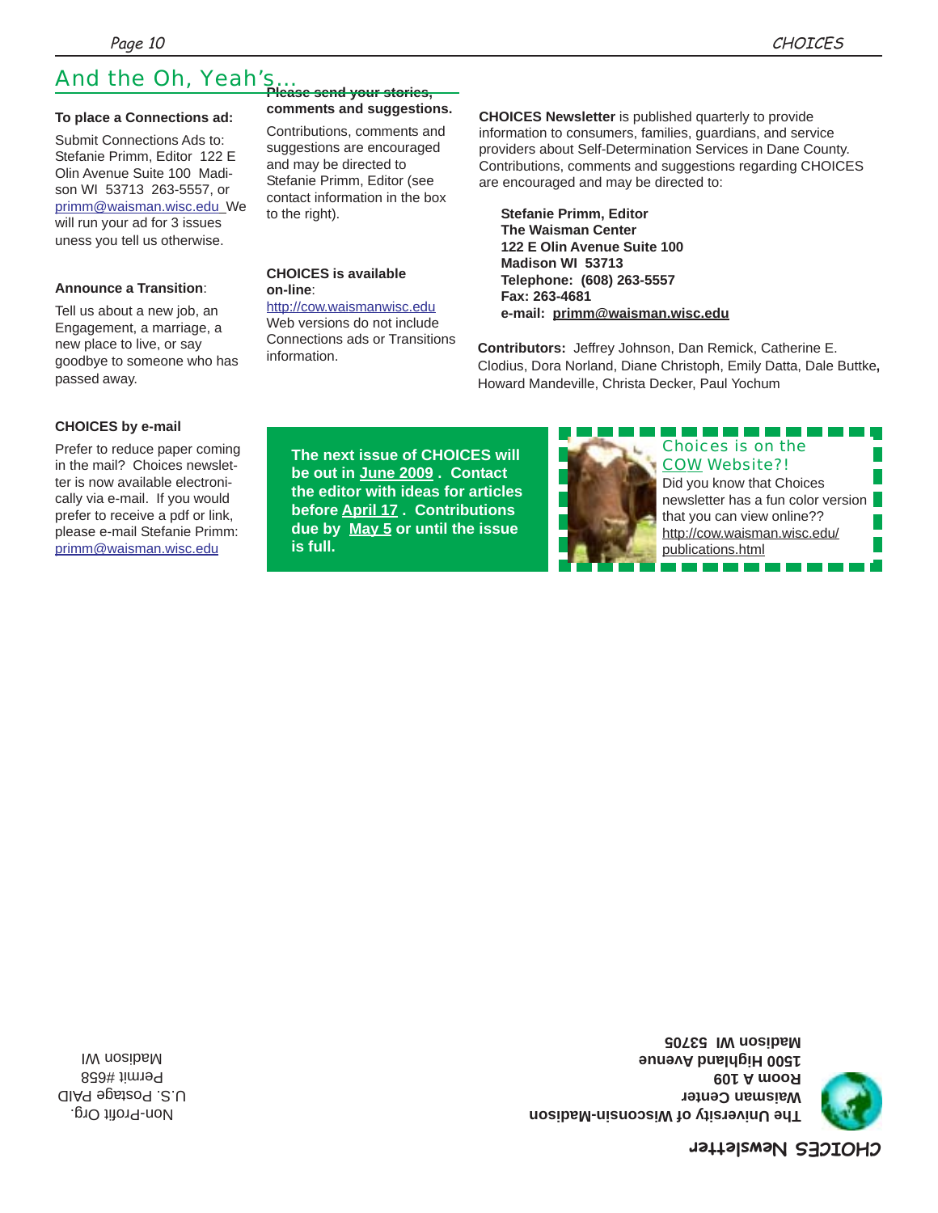## And the Oh, Yeah's...

**To place a Connections ad:**

Submit Connections Ads to: Stefanie Primm, Editor 122 E Olin Avenue Suite 100 Madison WI 53713 263-5557, or primm@waisman.wisc.edu We will run your ad for 3 issues uness you tell us otherwise.

**Announce a Transition**:

Tell us about a new job, an Engagement, a marriage, a new place to live, or say goodbye to someone who has passed away.

**CHOICES by e-mail**

Prefer to reduce paper coming in the mail? Choices newsletter is now available electronically via e-mail. If you would prefer to receive a pdf or link, please e-mail Stefanie Primm: primm@waisman.wisc.edu

**Please send your stories, comments and suggestions.**

Contributions, comments and suggestions are encouraged and may be directed to Stefanie Primm, Editor (see contact information in the box to the right).

**CHOICES is available on-line**:

http://cow.waismanwisc.edu
Web versions do not include Connections ads or Transitions information.

**CHOICES Newsletter** is published quarterly to provide information to consumers, families, guardians, and service providers about Self-Determination Services in Dane County. Contributions, comments and suggestions regarding CHOICES are encouraged and may be directed to:

**Stefanie Primm, Editor**
**The Waisman Center**
**122 E Olin Avenue Suite 100**
**Madison WI 53713**
**Telephone: (608) 263-5557**
**Fax: 263-4681**
**e-mail: primm@waisman.wisc.edu**

**Contributors:** Jeffrey Johnson, Dan Remick, Catherine E. Clodius, Dora Norland, Diane Christoph, Emily Datta, Dale Buttke, Howard Mandeville, Christa Decker, Paul Yochum

**The next issue of CHOICES will be out in June 2009. Contact the editor with ideas for articles before April 17. Contributions due by May 5 or until the issue is full.**

### Choices is on the COW Website?!

Did you know that Choices newsletter has a fun color version that you can view online?? http://cow.waisman.wisc.edu/publications.html

**CHOICES Newsletter**

**The University of Wisconsin-Madison**
**Waisman Center**
**Room A 109**
**1500 Highland Avenue**
**Madison WI 53705**

Non-Profit Org.
U.S. Postage PAID
Permit #658
Madison WI